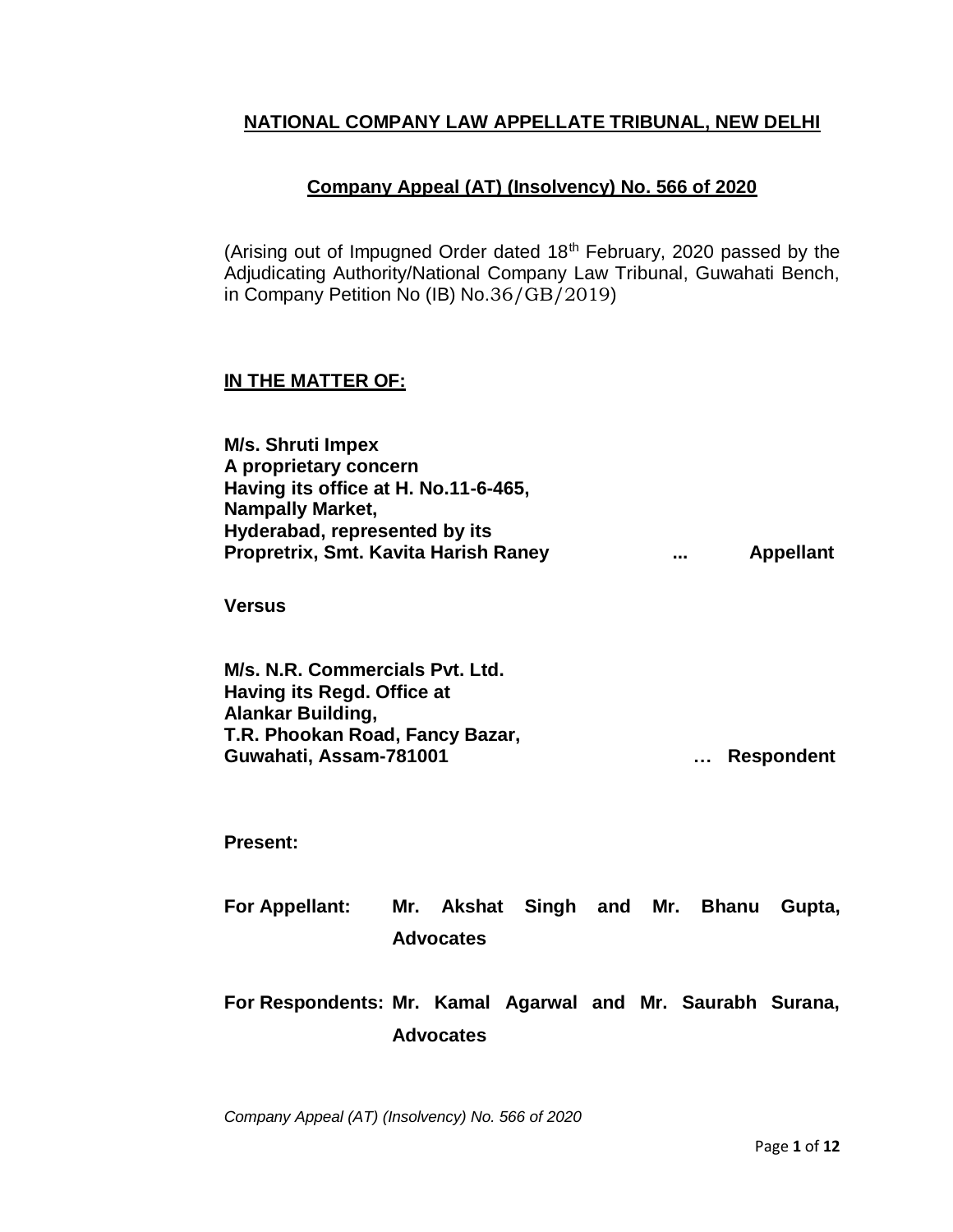## NATIONAL COMPANY LAW APPELLATE TRIBUNAL, NEW DELHI

### Company Appeal (AT) (Insolvency) No. 566 of 2020

(Arising out of Impugned Order dated 18th February, 2020 passed by the Adjudicating Authority/National Company Law Tribunal, Guwahati Bench, in Company Petition No (IB) No.36/GB/2019)

**IN THE MATTER OF:**

**M/s. Shruti Impex**
**A proprietary concern**
**Having its office at H. No.11-6-465,**
**Nampally Market,**
**Hyderabad, represented by its**
**Propretrix, Smt. Kavita Harish Raney ... Appellant**

**Versus**

**M/s. N.R. Commercials Pvt. Ltd.**
**Having its Regd. Office at**
**Alankar Building,**
**T.R. Phookan Road, Fancy Bazar,**
**Guwahati, Assam-781001 … Respondent**

**Present:**

**For Appellant: Mr. Akshat Singh and Mr. Bhanu Gupta, Advocates**

**For Respondents: Mr. Kamal Agarwal and Mr. Saurabh Surana, Advocates**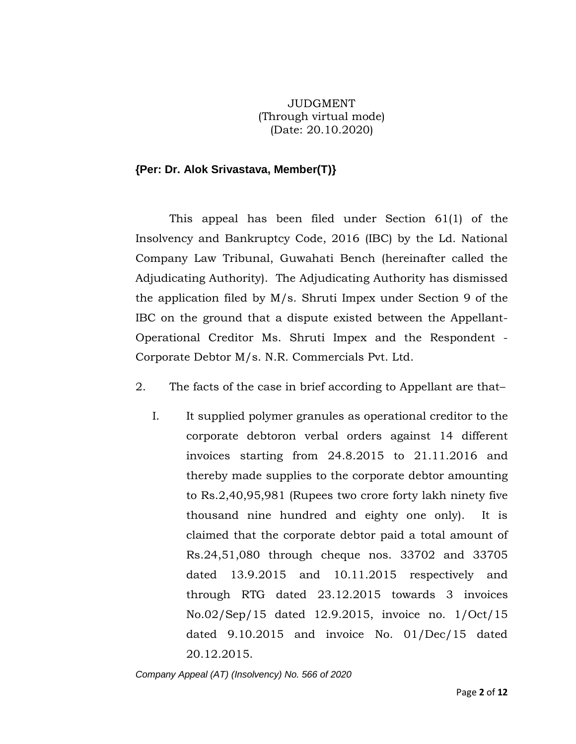JUDGMENT
(Through virtual mode)
(Date: 20.10.2020)

**{Per: Dr. Alok Srivastava, Member(T)}**

This appeal has been filed under Section 61(1) of the Insolvency and Bankruptcy Code, 2016 (IBC) by the Ld. National Company Law Tribunal, Guwahati Bench (hereinafter called the Adjudicating Authority). The Adjudicating Authority has dismissed the application filed by M/s. Shruti Impex under Section 9 of the IBC on the ground that a dispute existed between the Appellant-Operational Creditor Ms. Shruti Impex and the Respondent - Corporate Debtor M/s. N.R. Commercials Pvt. Ltd.

2. The facts of the case in brief according to Appellant are that–

I. It supplied polymer granules as operational creditor to the corporate debtoron verbal orders against 14 different invoices starting from 24.8.2015 to 21.11.2016 and thereby made supplies to the corporate debtor amounting to Rs.2,40,95,981 (Rupees two crore forty lakh ninety five thousand nine hundred and eighty one only). It is claimed that the corporate debtor paid a total amount of Rs.24,51,080 through cheque nos. 33702 and 33705 dated 13.9.2015 and 10.11.2015 respectively and through RTG dated 23.12.2015 towards 3 invoices No.02/Sep/15 dated 12.9.2015, invoice no. 1/Oct/15 dated 9.10.2015 and invoice No. 01/Dec/15 dated 20.12.2015.

*Company Appeal (AT) (Insolvency) No. 566 of 2020*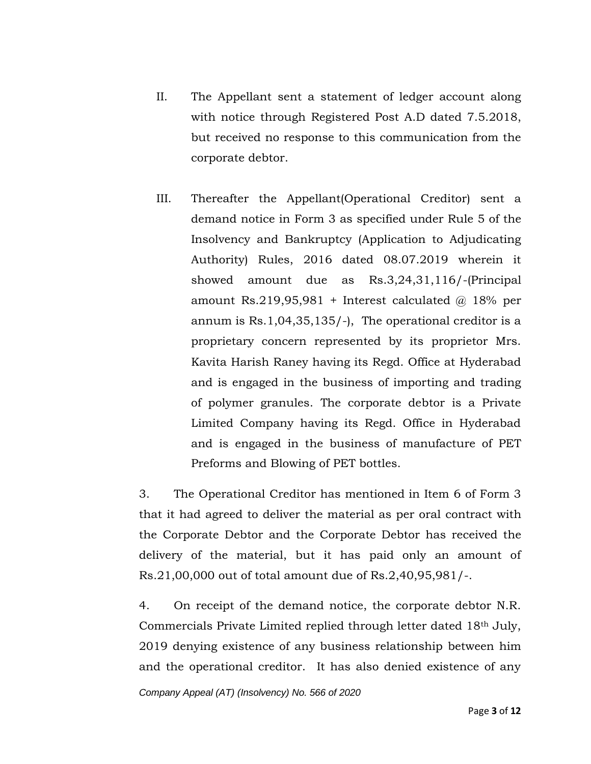II. The Appellant sent a statement of ledger account along with notice through Registered Post A.D dated 7.5.2018, but received no response to this communication from the corporate debtor.

III. Thereafter the Appellant(Operational Creditor) sent a demand notice in Form 3 as specified under Rule 5 of the Insolvency and Bankruptcy (Application to Adjudicating Authority) Rules, 2016 dated 08.07.2019 wherein it showed amount due as Rs.3,24,31,116/-(Principal amount Rs.219,95,981 + Interest calculated @ 18% per annum is Rs.1,04,35,135/-), The operational creditor is a proprietary concern represented by its proprietor Mrs. Kavita Harish Raney having its Regd. Office at Hyderabad and is engaged in the business of importing and trading of polymer granules. The corporate debtor is a Private Limited Company having its Regd. Office in Hyderabad and is engaged in the business of manufacture of PET Preforms and Blowing of PET bottles.

3. The Operational Creditor has mentioned in Item 6 of Form 3 that it had agreed to deliver the material as per oral contract with the Corporate Debtor and the Corporate Debtor has received the delivery of the material, but it has paid only an amount of Rs.21,00,000 out of total amount due of Rs.2,40,95,981/-.

4. On receipt of the demand notice, the corporate debtor N.R. Commercials Private Limited replied through letter dated 18th July, 2019 denying existence of any business relationship between him and the operational creditor. It has also denied existence of any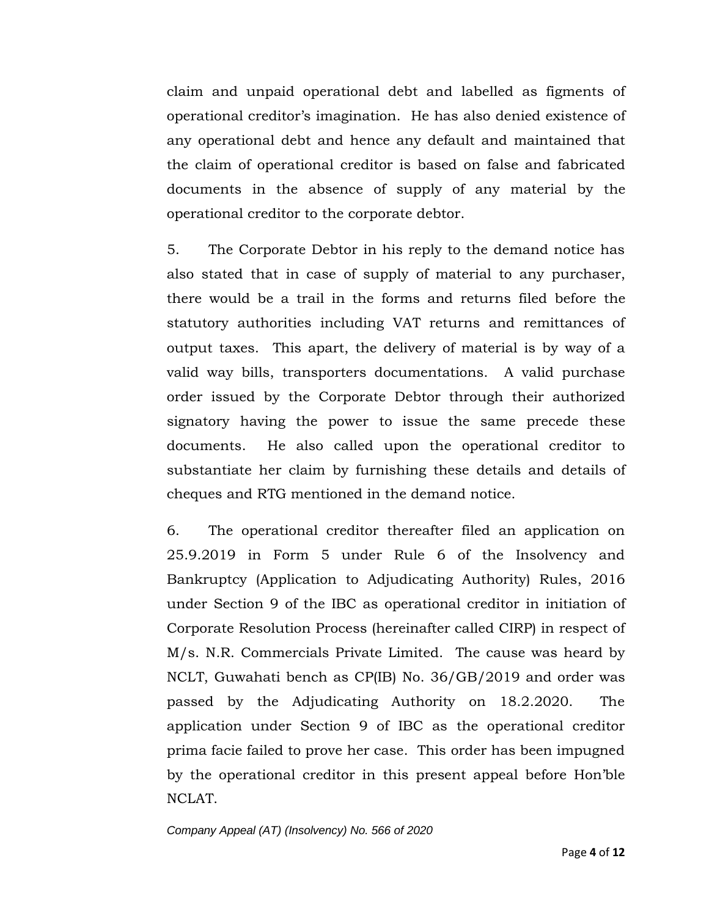claim and unpaid operational debt and labelled as figments of operational creditor's imagination. He has also denied existence of any operational debt and hence any default and maintained that the claim of operational creditor is based on false and fabricated documents in the absence of supply of any material by the operational creditor to the corporate debtor.

5. The Corporate Debtor in his reply to the demand notice has also stated that in case of supply of material to any purchaser, there would be a trail in the forms and returns filed before the statutory authorities including VAT returns and remittances of output taxes. This apart, the delivery of material is by way of a valid way bills, transporters documentations. A valid purchase order issued by the Corporate Debtor through their authorized signatory having the power to issue the same precede these documents. He also called upon the operational creditor to substantiate her claim by furnishing these details and details of cheques and RTG mentioned in the demand notice.

6. The operational creditor thereafter filed an application on 25.9.2019 in Form 5 under Rule 6 of the Insolvency and Bankruptcy (Application to Adjudicating Authority) Rules, 2016 under Section 9 of the IBC as operational creditor in initiation of Corporate Resolution Process (hereinafter called CIRP) in respect of M/s. N.R. Commercials Private Limited. The cause was heard by NCLT, Guwahati bench as CP(IB) No. 36/GB/2019 and order was passed by the Adjudicating Authority on 18.2.2020. The application under Section 9 of IBC as the operational creditor prima facie failed to prove her case. This order has been impugned by the operational creditor in this present appeal before Hon'ble NCLAT.

*Company Appeal (AT) (Insolvency) No. 566 of 2020*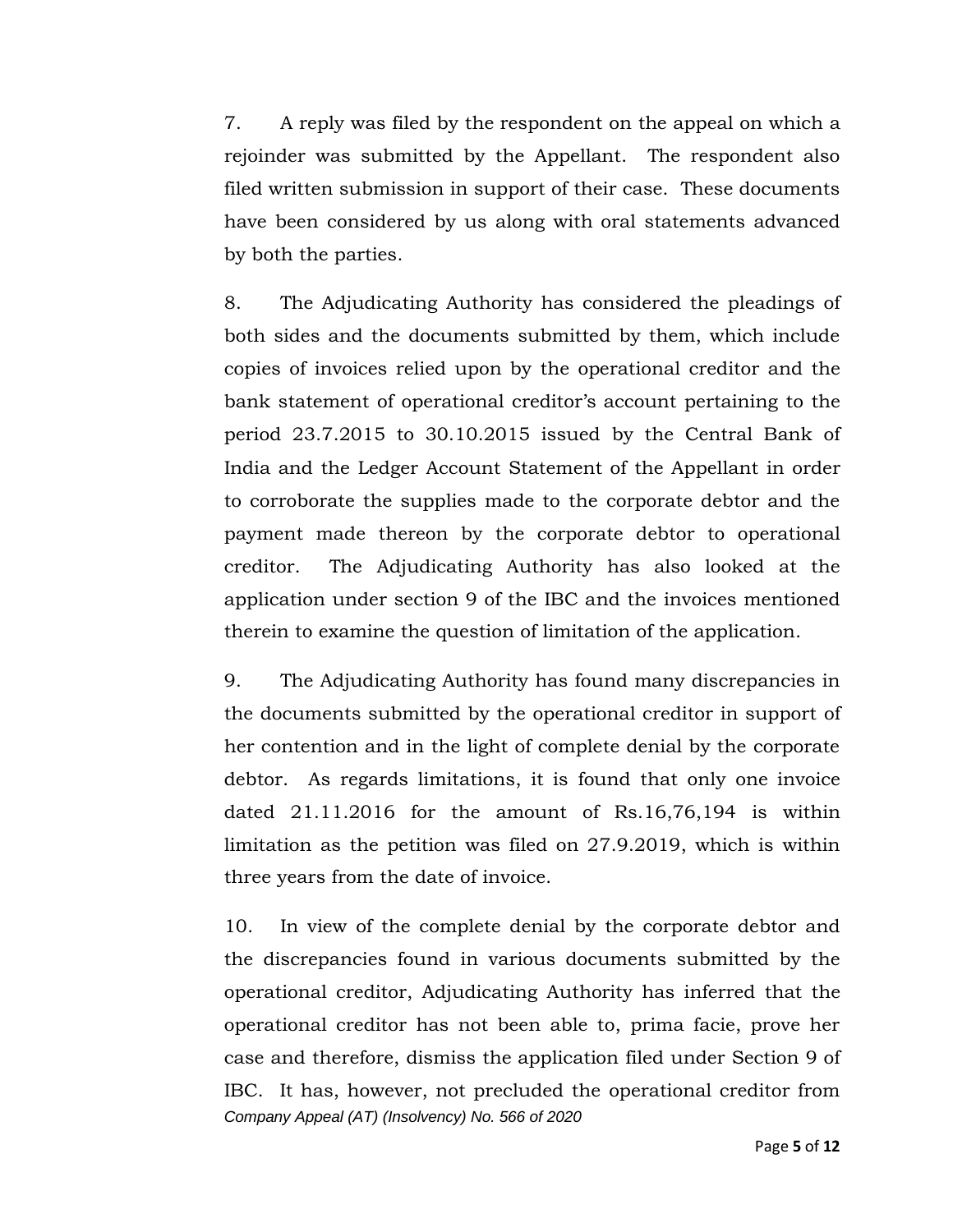7. A reply was filed by the respondent on the appeal on which a rejoinder was submitted by the Appellant. The respondent also filed written submission in support of their case. These documents have been considered by us along with oral statements advanced by both the parties.

8. The Adjudicating Authority has considered the pleadings of both sides and the documents submitted by them, which include copies of invoices relied upon by the operational creditor and the bank statement of operational creditor's account pertaining to the period 23.7.2015 to 30.10.2015 issued by the Central Bank of India and the Ledger Account Statement of the Appellant in order to corroborate the supplies made to the corporate debtor and the payment made thereon by the corporate debtor to operational creditor. The Adjudicating Authority has also looked at the application under section 9 of the IBC and the invoices mentioned therein to examine the question of limitation of the application.

9. The Adjudicating Authority has found many discrepancies in the documents submitted by the operational creditor in support of her contention and in the light of complete denial by the corporate debtor. As regards limitations, it is found that only one invoice dated 21.11.2016 for the amount of Rs.16,76,194 is within limitation as the petition was filed on 27.9.2019, which is within three years from the date of invoice.

10. In view of the complete denial by the corporate debtor and the discrepancies found in various documents submitted by the operational creditor, Adjudicating Authority has inferred that the operational creditor has not been able to, prima facie, prove her case and therefore, dismiss the application filed under Section 9 of IBC. It has, however, not precluded the operational creditor from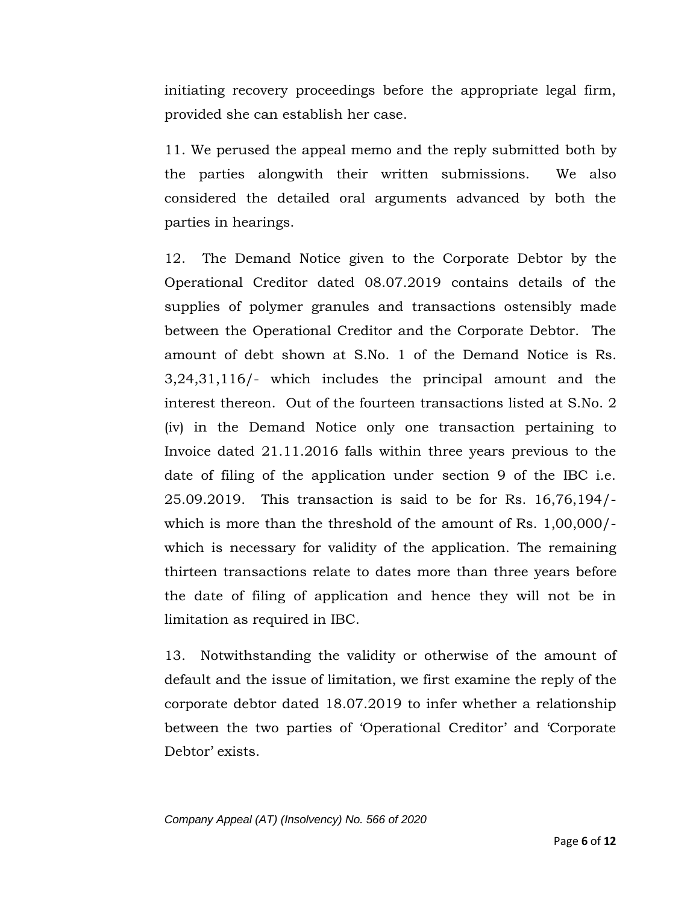initiating recovery proceedings before the appropriate legal firm, provided she can establish her case.

11. We perused the appeal memo and the reply submitted both by the parties alongwith their written submissions. We also considered the detailed oral arguments advanced by both the parties in hearings.

12. The Demand Notice given to the Corporate Debtor by the Operational Creditor dated 08.07.2019 contains details of the supplies of polymer granules and transactions ostensibly made between the Operational Creditor and the Corporate Debtor. The amount of debt shown at S.No. 1 of the Demand Notice is Rs. 3,24,31,116/- which includes the principal amount and the interest thereon. Out of the fourteen transactions listed at S.No. 2 (iv) in the Demand Notice only one transaction pertaining to Invoice dated 21.11.2016 falls within three years previous to the date of filing of the application under section 9 of the IBC i.e. 25.09.2019. This transaction is said to be for Rs. 16,76,194/- which is more than the threshold of the amount of Rs. 1,00,000/- which is necessary for validity of the application. The remaining thirteen transactions relate to dates more than three years before the date of filing of application and hence they will not be in limitation as required in IBC.

13. Notwithstanding the validity or otherwise of the amount of default and the issue of limitation, we first examine the reply of the corporate debtor dated 18.07.2019 to infer whether a relationship between the two parties of 'Operational Creditor' and 'Corporate Debtor' exists.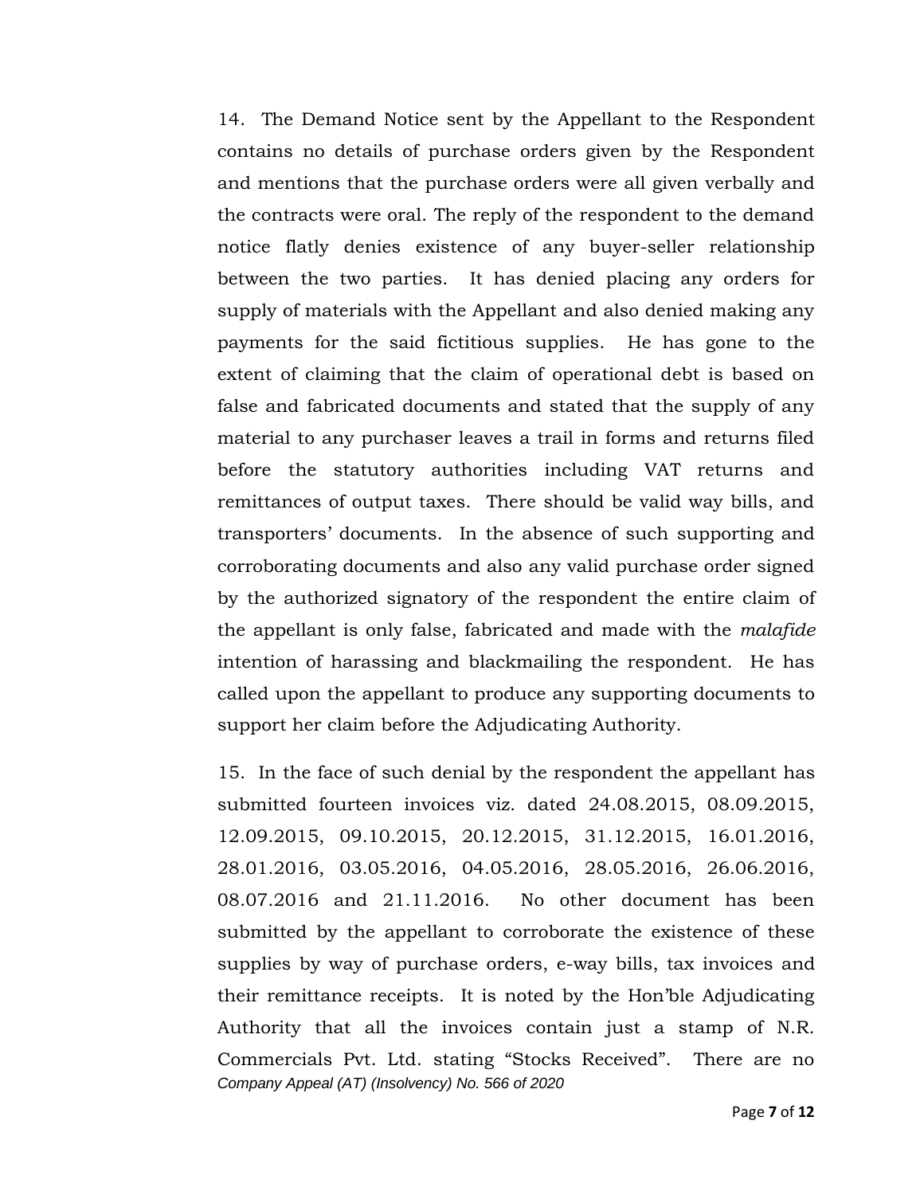14. The Demand Notice sent by the Appellant to the Respondent contains no details of purchase orders given by the Respondent and mentions that the purchase orders were all given verbally and the contracts were oral. The reply of the respondent to the demand notice flatly denies existence of any buyer-seller relationship between the two parties. It has denied placing any orders for supply of materials with the Appellant and also denied making any payments for the said fictitious supplies. He has gone to the extent of claiming that the claim of operational debt is based on false and fabricated documents and stated that the supply of any material to any purchaser leaves a trail in forms and returns filed before the statutory authorities including VAT returns and remittances of output taxes. There should be valid way bills, and transporters' documents. In the absence of such supporting and corroborating documents and also any valid purchase order signed by the authorized signatory of the respondent the entire claim of the appellant is only false, fabricated and made with the *malafide* intention of harassing and blackmailing the respondent. He has called upon the appellant to produce any supporting documents to support her claim before the Adjudicating Authority.

15. In the face of such denial by the respondent the appellant has submitted fourteen invoices viz. dated 24.08.2015, 08.09.2015, 12.09.2015, 09.10.2015, 20.12.2015, 31.12.2015, 16.01.2016, 28.01.2016, 03.05.2016, 04.05.2016, 28.05.2016, 26.06.2016, 08.07.2016 and 21.11.2016. No other document has been submitted by the appellant to corroborate the existence of these supplies by way of purchase orders, e-way bills, tax invoices and their remittance receipts. It is noted by the Hon'ble Adjudicating Authority that all the invoices contain just a stamp of N.R. Commercials Pvt. Ltd. stating "Stocks Received". There are no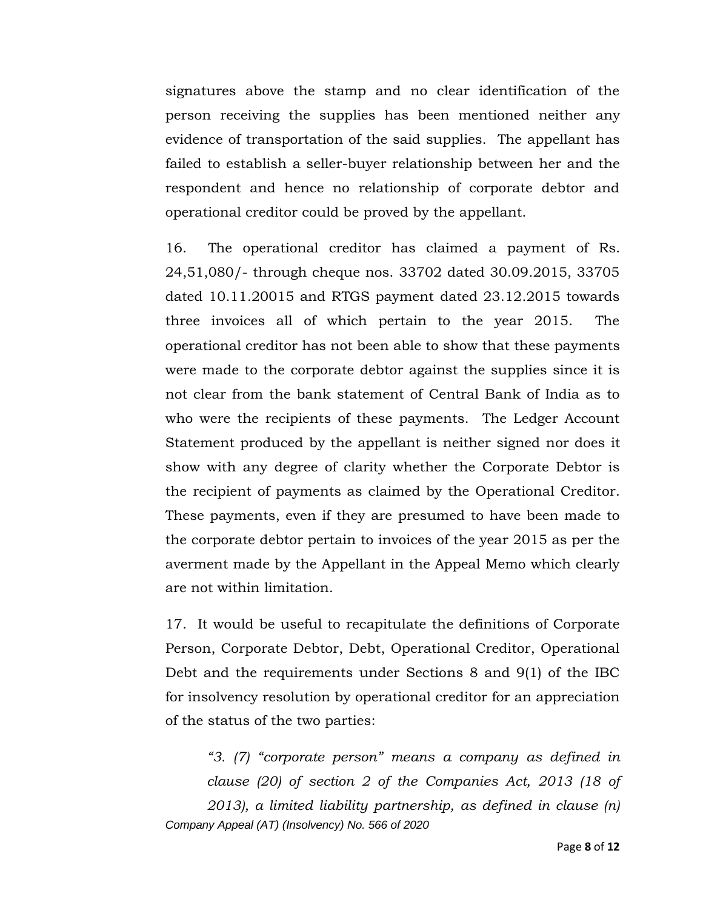signatures above the stamp and no clear identification of the person receiving the supplies has been mentioned neither any evidence of transportation of the said supplies. The appellant has failed to establish a seller-buyer relationship between her and the respondent and hence no relationship of corporate debtor and operational creditor could be proved by the appellant.

16. The operational creditor has claimed a payment of Rs. 24,51,080/- through cheque nos. 33702 dated 30.09.2015, 33705 dated 10.11.20015 and RTGS payment dated 23.12.2015 towards three invoices all of which pertain to the year 2015. The operational creditor has not been able to show that these payments were made to the corporate debtor against the supplies since it is not clear from the bank statement of Central Bank of India as to who were the recipients of these payments. The Ledger Account Statement produced by the appellant is neither signed nor does it show with any degree of clarity whether the Corporate Debtor is the recipient of payments as claimed by the Operational Creditor. These payments, even if they are presumed to have been made to the corporate debtor pertain to invoices of the year 2015 as per the averment made by the Appellant in the Appeal Memo which clearly are not within limitation.

17. It would be useful to recapitulate the definitions of Corporate Person, Corporate Debtor, Debt, Operational Creditor, Operational Debt and the requirements under Sections 8 and 9(1) of the IBC for insolvency resolution by operational creditor for an appreciation of the status of the two parties:

> *"3. (7) "corporate person" means a company as defined in clause (20) of section 2 of the Companies Act, 2013 (18 of 2013), a limited liability partnership, as defined in clause (n)*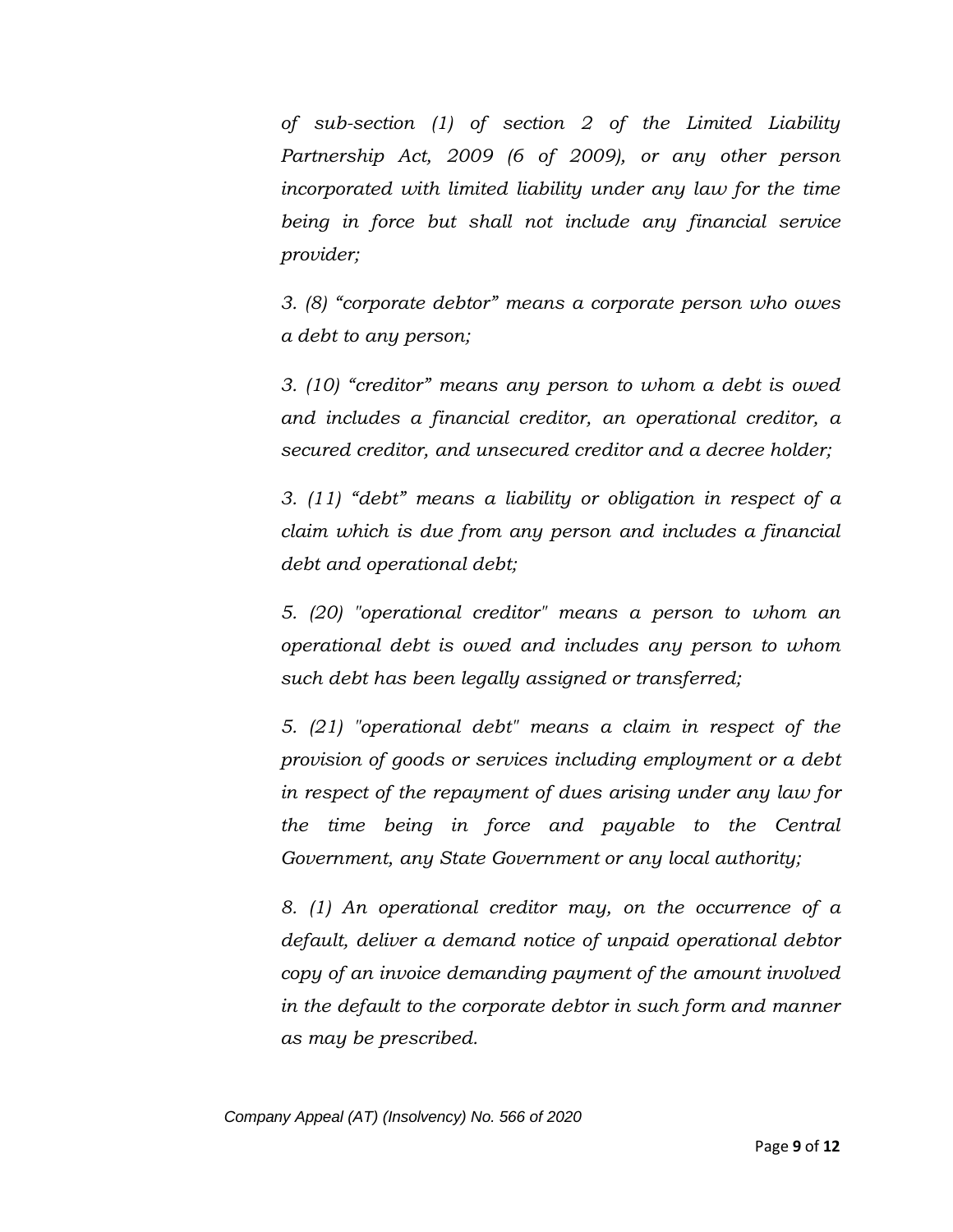*of sub-section (1) of section 2 of the Limited Liability Partnership Act, 2009 (6 of 2009), or any other person incorporated with limited liability under any law for the time being in force but shall not include any financial service provider;*

*3. (8) "corporate debtor" means a corporate person who owes a debt to any person;*

*3. (10) "creditor" means any person to whom a debt is owed and includes a financial creditor, an operational creditor, a secured creditor, and unsecured creditor and a decree holder;*

*3. (11) "debt" means a liability or obligation in respect of a claim which is due from any person and includes a financial debt and operational debt;*

*5. (20) "operational creditor" means a person to whom an operational debt is owed and includes any person to whom such debt has been legally assigned or transferred;*

*5. (21) "operational debt" means a claim in respect of the provision of goods or services including employment or a debt in respect of the repayment of dues arising under any law for the time being in force and payable to the Central Government, any State Government or any local authority;*

*8. (1) An operational creditor may, on the occurrence of a default, deliver a demand notice of unpaid operational debtor copy of an invoice demanding payment of the amount involved in the default to the corporate debtor in such form and manner as may be prescribed.*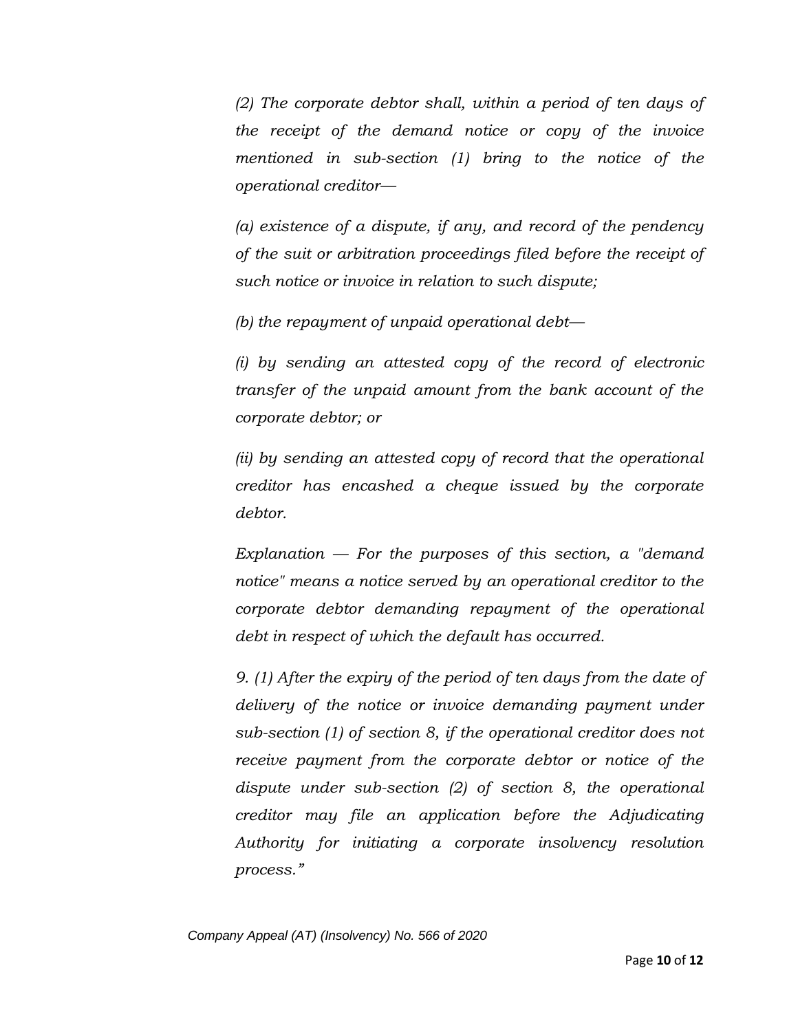*(2) The corporate debtor shall, within a period of ten days of the receipt of the demand notice or copy of the invoice mentioned in sub-section (1) bring to the notice of the operational creditor—*

*(a) existence of a dispute, if any, and record of the pendency of the suit or arbitration proceedings filed before the receipt of such notice or invoice in relation to such dispute;*

*(b) the repayment of unpaid operational debt—*

*(i) by sending an attested copy of the record of electronic transfer of the unpaid amount from the bank account of the corporate debtor; or*

*(ii) by sending an attested copy of record that the operational creditor has encashed a cheque issued by the corporate debtor.*

*Explanation — For the purposes of this section, a "demand notice" means a notice served by an operational creditor to the corporate debtor demanding repayment of the operational debt in respect of which the default has occurred.*

*9. (1) After the expiry of the period of ten days from the date of delivery of the notice or invoice demanding payment under sub-section (1) of section 8, if the operational creditor does not receive payment from the corporate debtor or notice of the dispute under sub-section (2) of section 8, the operational creditor may file an application before the Adjudicating Authority for initiating a corporate insolvency resolution process."*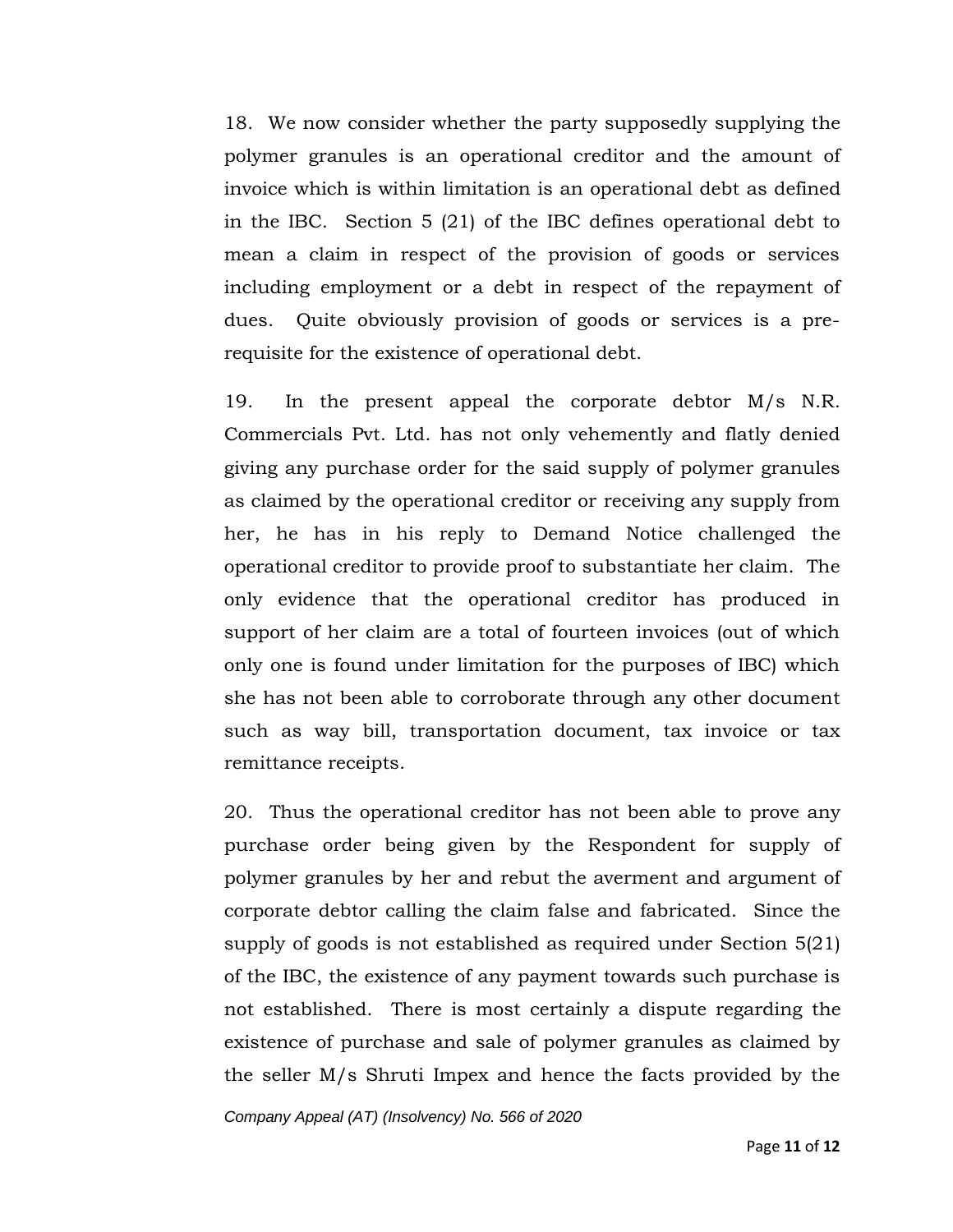18. We now consider whether the party supposedly supplying the polymer granules is an operational creditor and the amount of invoice which is within limitation is an operational debt as defined in the IBC. Section 5 (21) of the IBC defines operational debt to mean a claim in respect of the provision of goods or services including employment or a debt in respect of the repayment of dues. Quite obviously provision of goods or services is a pre-requisite for the existence of operational debt.

19. In the present appeal the corporate debtor M/s N.R. Commercials Pvt. Ltd. has not only vehemently and flatly denied giving any purchase order for the said supply of polymer granules as claimed by the operational creditor or receiving any supply from her, he has in his reply to Demand Notice challenged the operational creditor to provide proof to substantiate her claim. The only evidence that the operational creditor has produced in support of her claim are a total of fourteen invoices (out of which only one is found under limitation for the purposes of IBC) which she has not been able to corroborate through any other document such as way bill, transportation document, tax invoice or tax remittance receipts.

20. Thus the operational creditor has not been able to prove any purchase order being given by the Respondent for supply of polymer granules by her and rebut the averment and argument of corporate debtor calling the claim false and fabricated. Since the supply of goods is not established as required under Section 5(21) of the IBC, the existence of any payment towards such purchase is not established. There is most certainly a dispute regarding the existence of purchase and sale of polymer granules as claimed by the seller M/s Shruti Impex and hence the facts provided by the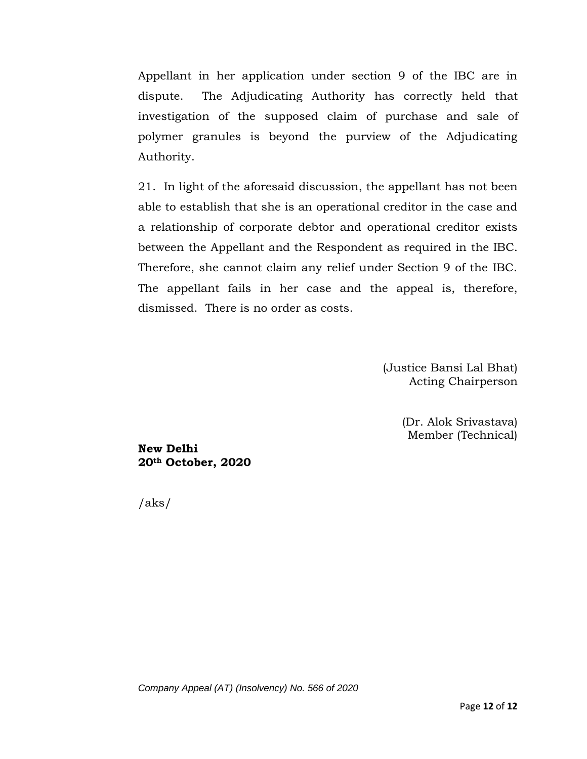Appellant in her application under section 9 of the IBC are in dispute. The Adjudicating Authority has correctly held that investigation of the supposed claim of purchase and sale of polymer granules is beyond the purview of the Adjudicating Authority.

21. In light of the aforesaid discussion, the appellant has not been able to establish that she is an operational creditor in the case and a relationship of corporate debtor and operational creditor exists between the Appellant and the Respondent as required in the IBC. Therefore, she cannot claim any relief under Section 9 of the IBC. The appellant fails in her case and the appeal is, therefore, dismissed. There is no order as costs.

(Justice Bansi Lal Bhat)
Acting Chairperson

(Dr. Alok Srivastava)
Member (Technical)

**New Delhi**
**20th October, 2020**

/aks/

*Company Appeal (AT) (Insolvency) No. 566 of 2020*